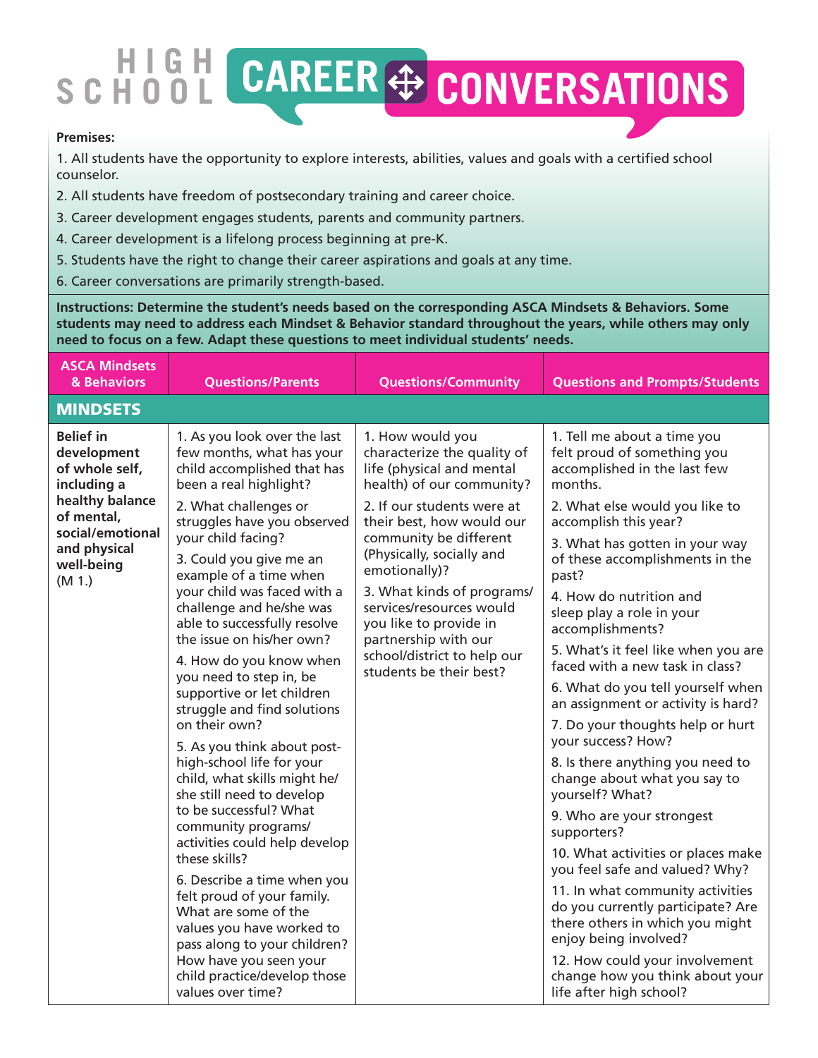# HIGH SCHOOL CAREER CONVERSATIONS

**Premises:**

1. All students have the opportunity to explore interests, abilities, values and goals with a certified school counselor.
2. All students have freedom of postsecondary training and career choice.
3. Career development engages students, parents and community partners.
4. Career development is a lifelong process beginning at pre-K.
5. Students have the right to change their career aspirations and goals at any time.
6. Career conversations are primarily strength-based.

**Instructions: Determine the student's needs based on the corresponding ASCA Mindsets & Behaviors. Some students may need to address each Mindset & Behavior standard throughout the years, while others may only need to focus on a few. Adapt these questions to meet individual students' needs.**

| ASCA Mindsets & Behaviors | Questions/Parents | Questions/Community | Questions and Prompts/Students |
|---|---|---|---|
| **MINDSETS** | | | |
| **Belief in development of whole self, including a healthy balance of mental, social/emotional and physical well-being** (M 1.) | 1. As you look over the last few months, what has your child accomplished that has been a real highlight?<br>2. What challenges or struggles have you observed your child facing?<br>3. Could you give me an example of a time when your child was faced with a challenge and he/she was able to successfully resolve the issue on his/her own?<br>4. How do you know when you need to step in, be supportive or let children struggle and find solutions on their own?<br>5. As you think about post-high-school life for your child, what skills might he/she still need to develop to be successful? What community programs/activities could help develop these skills?<br>6. Describe a time when you felt proud of your family. What are some of the values you have worked to pass along to your children? How have you seen your child practice/develop those values over time? | 1. How would you characterize the quality of life (physical and mental health) of our community?<br>2. If our students were at their best, how would our community be different (Physically, socially and emotionally)?<br>3. What kinds of programs/services/resources would you like to provide in partnership with our school/district to help our students be their best? | 1. Tell me about a time you felt proud of something you accomplished in the last few months.<br>2. What else would you like to accomplish this year?<br>3. What has gotten in your way of these accomplishments in the past?<br>4. How do nutrition and sleep play a role in your accomplishments?<br>5. What's it feel like when you are faced with a new task in class?<br>6. What do you tell yourself when an assignment or activity is hard?<br>7. Do your thoughts help or hurt your success? How?<br>8. Is there anything you need to change about what you say to yourself? What?<br>9. Who are your strongest supporters?<br>10. What activities or places make you feel safe and valued? Why?<br>11. In what community activities do you currently participate? Are there others in which you might enjoy being involved?<br>12. How could your involvement change how you think about your life after high school? |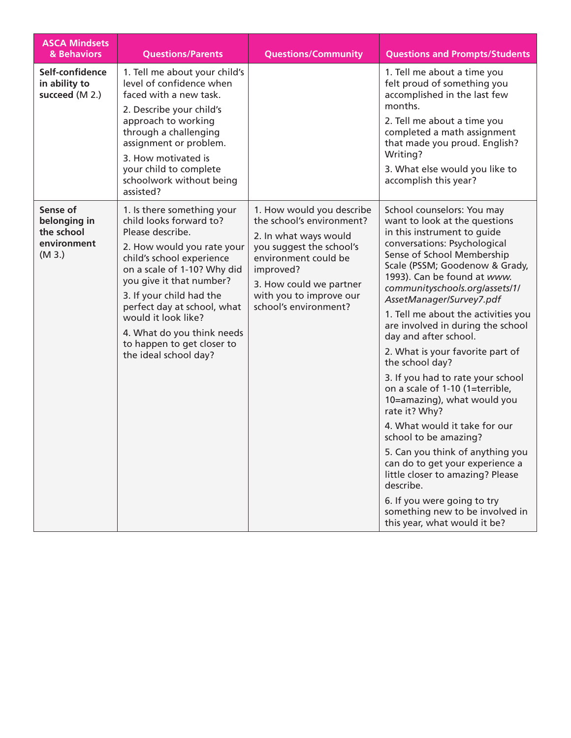| ASCA Mindsets & Behaviors | Questions/Parents | Questions/Community | Questions and Prompts/Students |
|---|---|---|---|
| **Self-confidence in ability to succeed** (M 2.) | 1. Tell me about your child's level of confidence when faced with a new task.<br>2. Describe your child's approach to working through a challenging assignment or problem.<br>3. How motivated is your child to complete schoolwork without being assisted? | | 1. Tell me about a time you felt proud of something you accomplished in the last few months.<br>2. Tell me about a time you completed a math assignment that made you proud. English? Writing?<br>3. What else would you like to accomplish this year? |
| **Sense of belonging in the school environment** (M 3.) | 1. Is there something your child looks forward to? Please describe.<br>2. How would you rate your child's school experience on a scale of 1-10? Why did you give it that number?<br>3. If your child had the perfect day at school, what would it look like?<br>4. What do you think needs to happen to get closer to the ideal school day? | 1. How would you describe the school's environment?<br>2. In what ways would you suggest the school's environment could be improved?<br>3. How could we partner with you to improve our school's environment? | School counselors: You may want to look at the questions in this instrument to guide conversations: Psychological Sense of School Membership Scale (PSSM; Goodenow & Grady, 1993). Can be found at *www.communityschools.org/assets/1/AssetManager/Survey7.pdf*<br>1. Tell me about the activities you are involved in during the school day and after school.<br>2. What is your favorite part of the school day?<br>3. If you had to rate your school on a scale of 1-10 (1=terrible, 10=amazing), what would you rate it? Why?<br>4. What would it take for our school to be amazing?<br>5. Can you think of anything you can do to get your experience a little closer to amazing? Please describe.<br>6. If you were going to try something new to be involved in this year, what would it be? |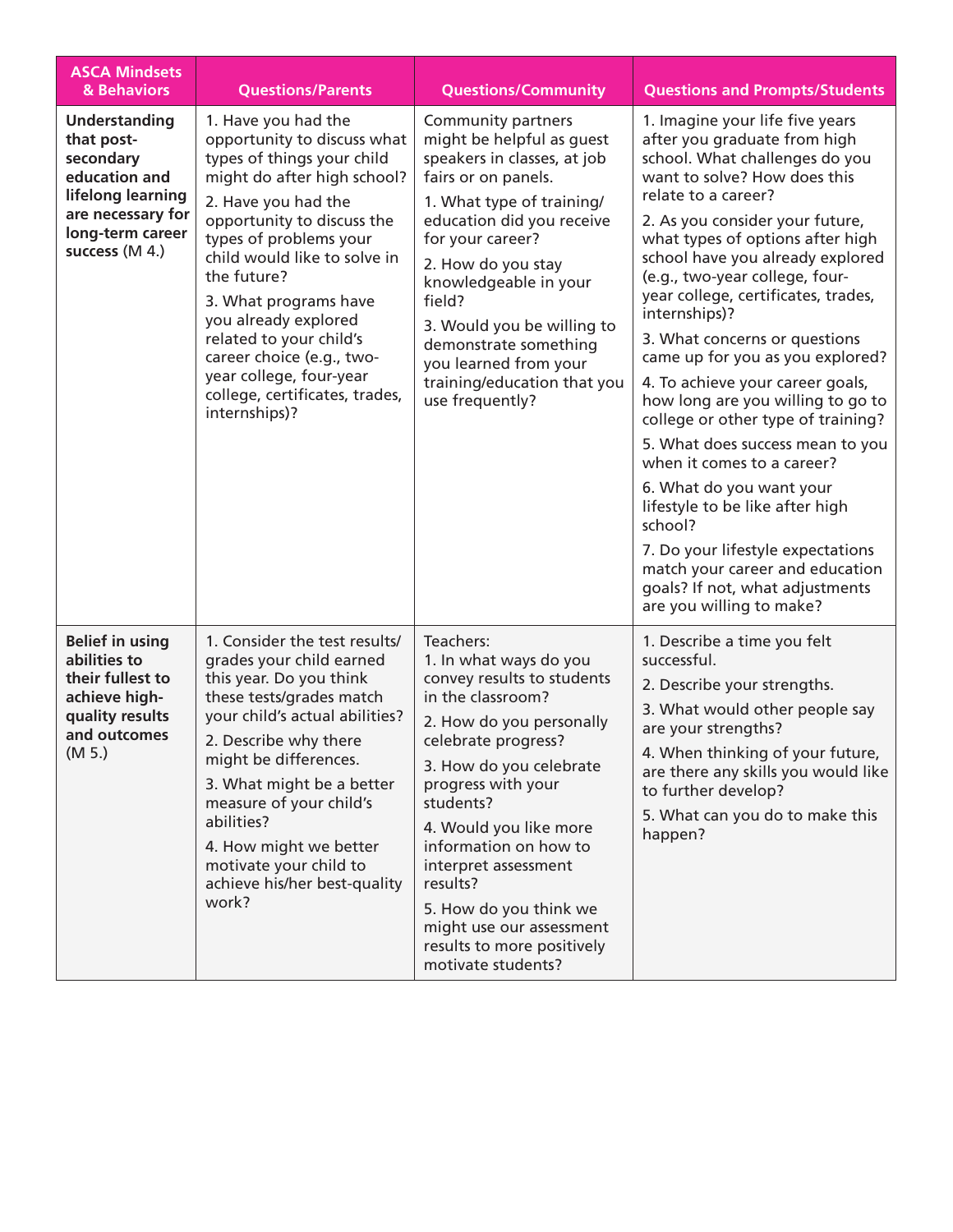| ASCA Mindsets & Behaviors | Questions/Parents | Questions/Community | Questions and Prompts/Students |
|---|---|---|---|
| **Understanding that post-secondary education and lifelong learning are necessary for long-term career success** (M 4.) | 1. Have you had the opportunity to discuss what types of things your child might do after high school?<br>2. Have you had the opportunity to discuss the types of problems your child would like to solve in the future?<br>3. What programs have you already explored related to your child's career choice (e.g., two-year college, four-year college, certificates, trades, internships)? | Community partners might be helpful as guest speakers in classes, at job fairs or on panels.<br>1. What type of training/education did you receive for your career?<br>2. How do you stay knowledgeable in your field?<br>3. Would you be willing to demonstrate something you learned from your training/education that you use frequently? | 1. Imagine your life five years after you graduate from high school. What challenges do you want to solve? How does this relate to a career?<br>2. As you consider your future, what types of options after high school have you already explored (e.g., two-year college, four-year college, certificates, trades, internships)?<br>3. What concerns or questions came up for you as you explored?<br>4. To achieve your career goals, how long are you willing to go to college or other type of training?<br>5. What does success mean to you when it comes to a career?<br>6. What do you want your lifestyle to be like after high school?<br>7. Do your lifestyle expectations match your career and education goals? If not, what adjustments are you willing to make? |
| **Belief in using abilities to their fullest to achieve high-quality results and outcomes** (M 5.) | 1. Consider the test results/grades your child earned this year. Do you think these tests/grades match your child's actual abilities?<br>2. Describe why there might be differences.<br>3. What might be a better measure of your child's abilities?<br>4. How might we better motivate your child to achieve his/her best-quality work? | Teachers:<br>1. In what ways do you convey results to students in the classroom?<br>2. How do you personally celebrate progress?<br>3. How do you celebrate progress with your students?<br>4. Would you like more information on how to interpret assessment results?<br>5. How do you think we might use our assessment results to more positively motivate students? | 1. Describe a time you felt successful.<br>2. Describe your strengths.<br>3. What would other people say are your strengths?<br>4. When thinking of your future, are there any skills you would like to further develop?<br>5. What can you do to make this happen? |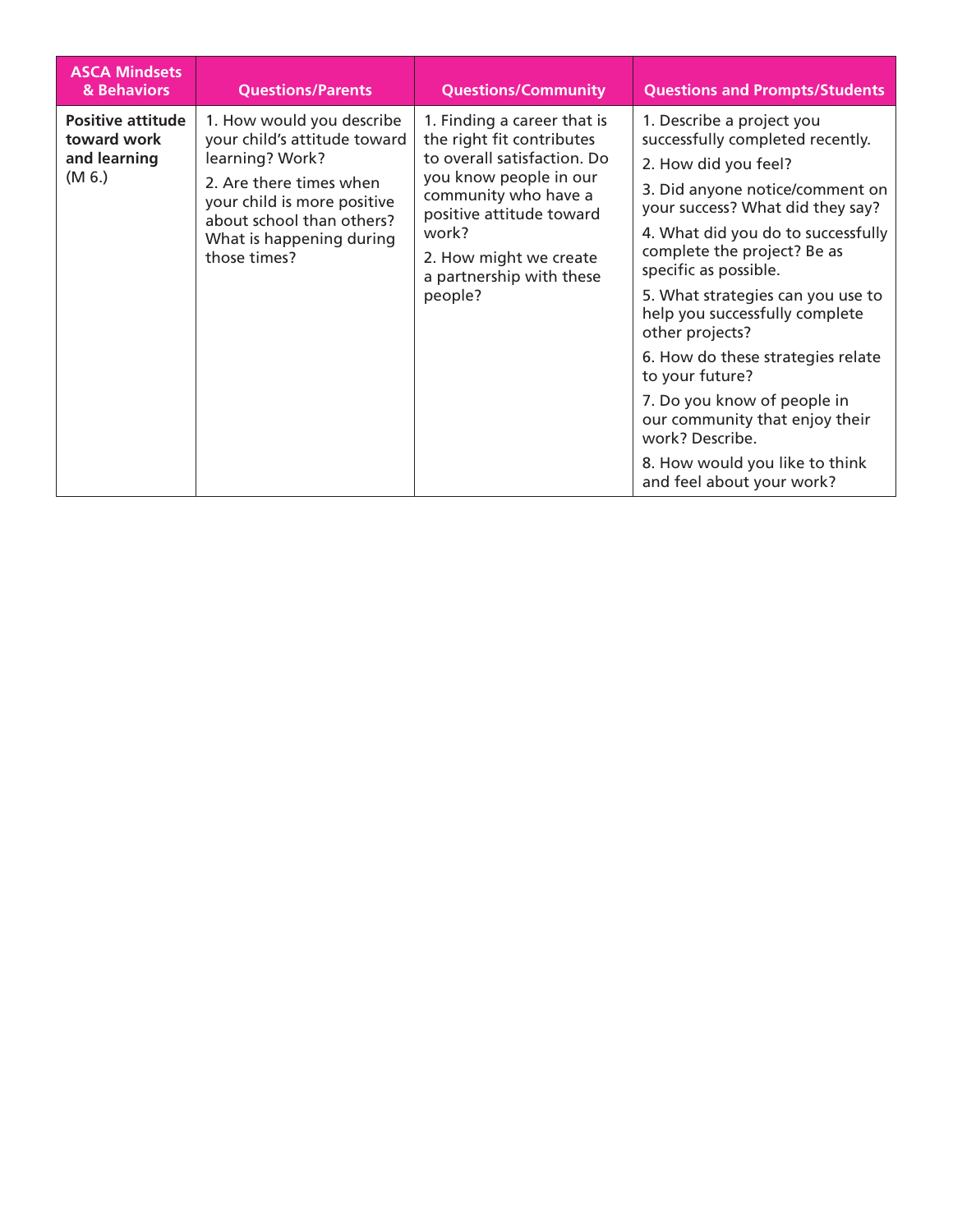| ASCA Mindsets & Behaviors | Questions/Parents | Questions/Community | Questions and Prompts/Students |
| --- | --- | --- | --- |
| **Positive attitude toward work and learning** (M 6.) | 1. How would you describe your child's attitude toward learning? Work?<br>2. Are there times when your child is more positive about school than others? What is happening during those times? | 1. Finding a career that is the right fit contributes to overall satisfaction. Do you know people in our community who have a positive attitude toward work?<br>2. How might we create a partnership with these people? | 1. Describe a project you successfully completed recently.<br>2. How did you feel?<br>3. Did anyone notice/comment on your success? What did they say?<br>4. What did you do to successfully complete the project? Be as specific as possible.<br>5. What strategies can you use to help you successfully complete other projects?<br>6. How do these strategies relate to your future?<br>7. Do you know of people in our community that enjoy their work? Describe.<br>8. How would you like to think and feel about your work? |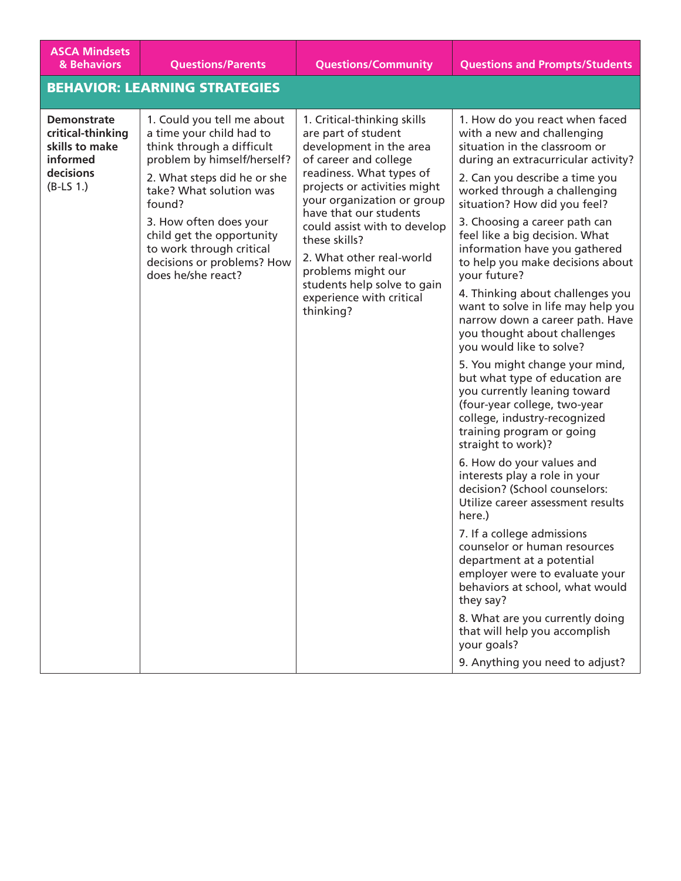| ASCA Mindsets & Behaviors | Questions/Parents | Questions/Community | Questions and Prompts/Students |
|---|---|---|---|
| **BEHAVIOR: LEARNING STRATEGIES** | | | |
| **Demonstrate critical-thinking skills to make informed decisions** (B-LS 1.) | 1. Could you tell me about a time your child had to think through a difficult problem by himself/herself?<br>2. What steps did he or she take? What solution was found?<br>3. How often does your child get the opportunity to work through critical decisions or problems? How does he/she react? | 1. Critical-thinking skills are part of student development in the area of career and college readiness. What types of projects or activities might your organization or group have that our students could assist with to develop these skills?<br>2. What other real-world problems might our students help solve to gain experience with critical thinking? | 1. How do you react when faced with a new and challenging situation in the classroom or during an extracurricular activity?<br>2. Can you describe a time you worked through a challenging situation? How did you feel?<br>3. Choosing a career path can feel like a big decision. What information have you gathered to help you make decisions about your future?<br>4. Thinking about challenges you want to solve in life may help you narrow down a career path. Have you thought about challenges you would like to solve?<br>5. You might change your mind, but what type of education are you currently leaning toward (four-year college, two-year college, industry-recognized training program or going straight to work)?<br>6. How do your values and interests play a role in your decision? (School counselors: Utilize career assessment results here.)<br>7. If a college admissions counselor or human resources department at a potential employer were to evaluate your behaviors at school, what would they say?<br>8. What are you currently doing that will help you accomplish your goals?<br>9. Anything you need to adjust? |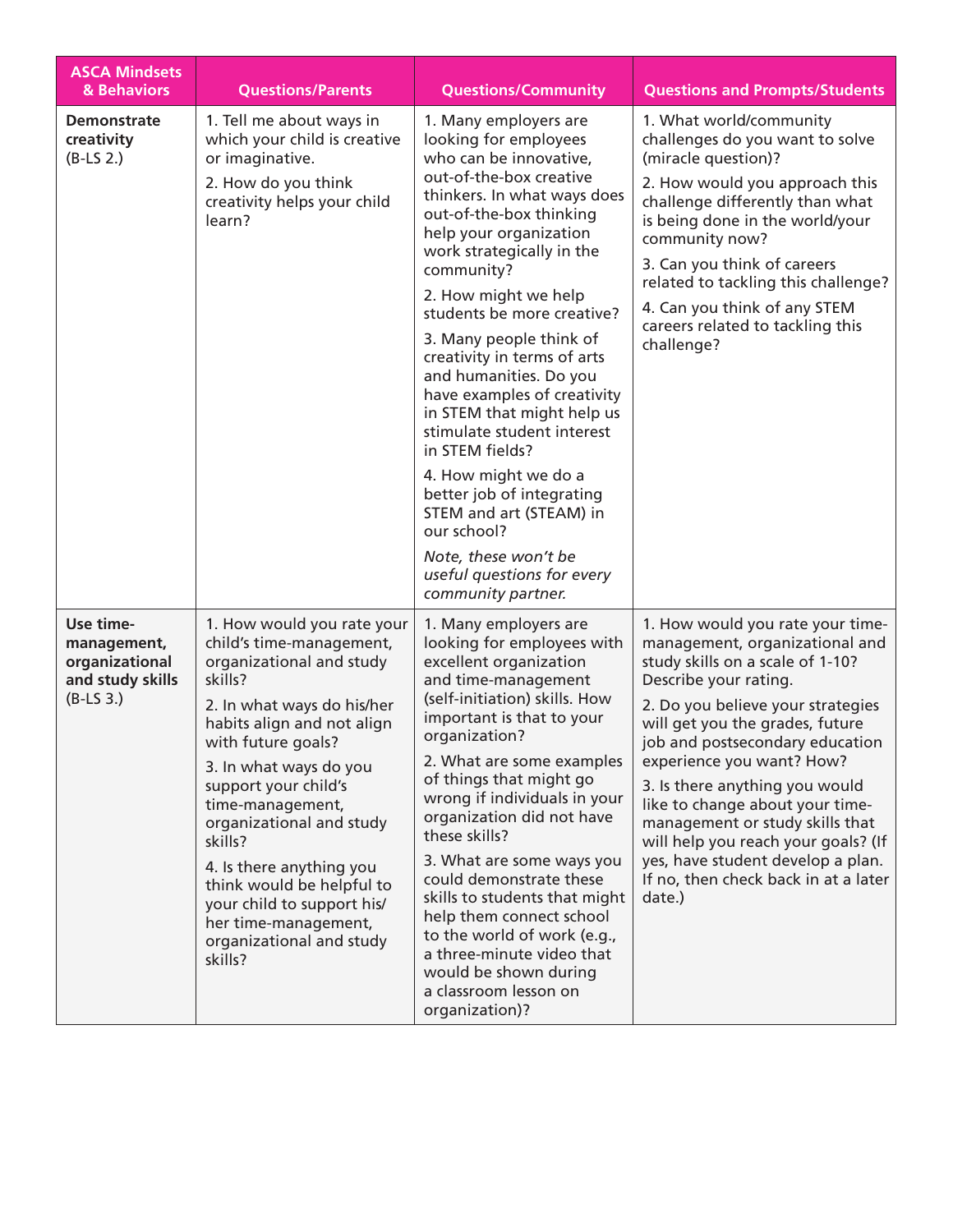| ASCA Mindsets & Behaviors | Questions/Parents | Questions/Community | Questions and Prompts/Students |
|---|---|---|---|
| **Demonstrate creativity** (B-LS 2.) | 1. Tell me about ways in which your child is creative or imaginative.<br>2. How do you think creativity helps your child learn? | 1. Many employers are looking for employees who can be innovative, out-of-the-box creative thinkers. In what ways does out-of-the-box thinking help your organization work strategically in the community?<br>2. How might we help students be more creative?<br>3. Many people think of creativity in terms of arts and humanities. Do you have examples of creativity in STEM that might help us stimulate student interest in STEM fields?<br>4. How might we do a better job of integrating STEM and art (STEAM) in our school?<br>*Note, these won't be useful questions for every community partner.* | 1. What world/community challenges do you want to solve (miracle question)?<br>2. How would you approach this challenge differently than what is being done in the world/your community now?<br>3. Can you think of careers related to tackling this challenge?<br>4. Can you think of any STEM careers related to tackling this challenge? |
| **Use time-management, organizational and study skills** (B-LS 3.) | 1. How would you rate your child's time-management, organizational and study skills?<br>2. In what ways do his/her habits align and not align with future goals?<br>3. In what ways do you support your child's time-management, organizational and study skills?<br>4. Is there anything you think would be helpful to your child to support his/her time-management, organizational and study skills? | 1. Many employers are looking for employees with excellent organization and time-management (self-initiation) skills. How important is that to your organization?<br>2. What are some examples of things that might go wrong if individuals in your organization did not have these skills?<br>3. What are some ways you could demonstrate these skills to students that might help them connect school to the world of work (e.g., a three-minute video that would be shown during a classroom lesson on organization)? | 1. How would you rate your time-management, organizational and study skills on a scale of 1-10? Describe your rating.<br>2. Do you believe your strategies will get you the grades, future job and postsecondary education experience you want? How?<br>3. Is there anything you would like to change about your time-management or study skills that will help you reach your goals? (If yes, have student develop a plan. If no, then check back in at a later date.) |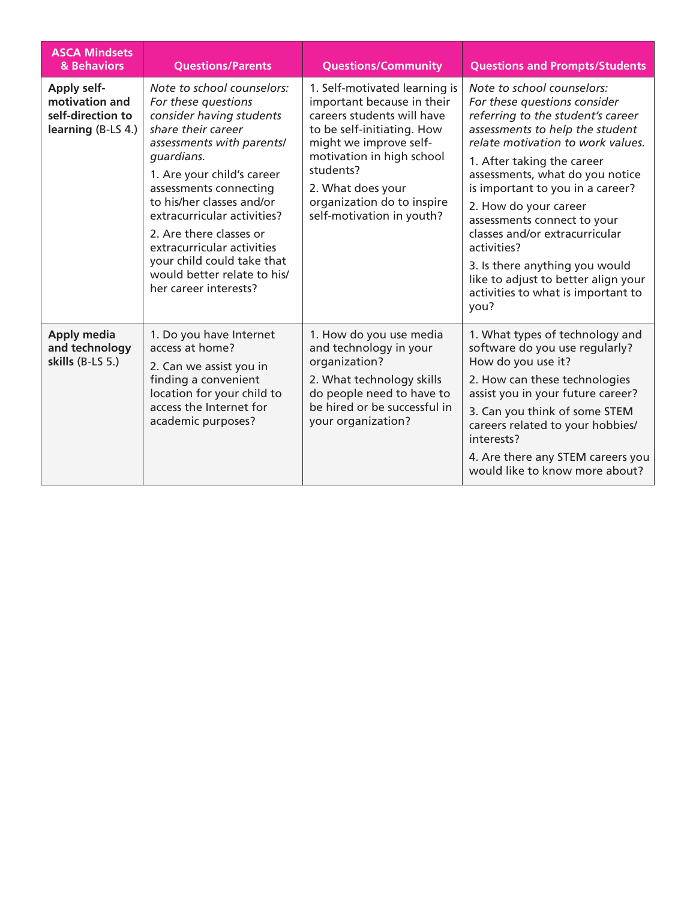| ASCA Mindsets & Behaviors | Questions/Parents | Questions/Community | Questions and Prompts/Students |
|---|---|---|---|
| **Apply self-motivation and self-direction to learning** (B-LS 4.) | *Note to school counselors: For these questions consider having students share their career assessments with parents/guardians.*<br>1. Are your child's career assessments connecting to his/her classes and/or extracurricular activities?<br>2. Are there classes or extracurricular activities your child could take that would better relate to his/her career interests? | 1. Self-motivated learning is important because in their careers students will have to be self-initiating. How might we improve self-motivation in high school students?<br>2. What does your organization do to inspire self-motivation in youth? | *Note to school counselors: For these questions consider referring to the student's career assessments to help the student relate motivation to work values.*<br>1. After taking the career assessments, what do you notice is important to you in a career?<br>2. How do your career assessments connect to your classes and/or extracurricular activities?<br>3. Is there anything you would like to adjust to better align your activities to what is important to you? |
| **Apply media and technology skills** (B-LS 5.) | 1. Do you have Internet access at home?<br>2. Can we assist you in finding a convenient location for your child to access the Internet for academic purposes? | 1. How do you use media and technology in your organization?<br>2. What technology skills do people need to have to be hired or be successful in your organization? | 1. What types of technology and software do you use regularly? How do you use it?<br>2. How can these technologies assist you in your future career?<br>3. Can you think of some STEM careers related to your hobbies/interests?<br>4. Are there any STEM careers you would like to know more about? |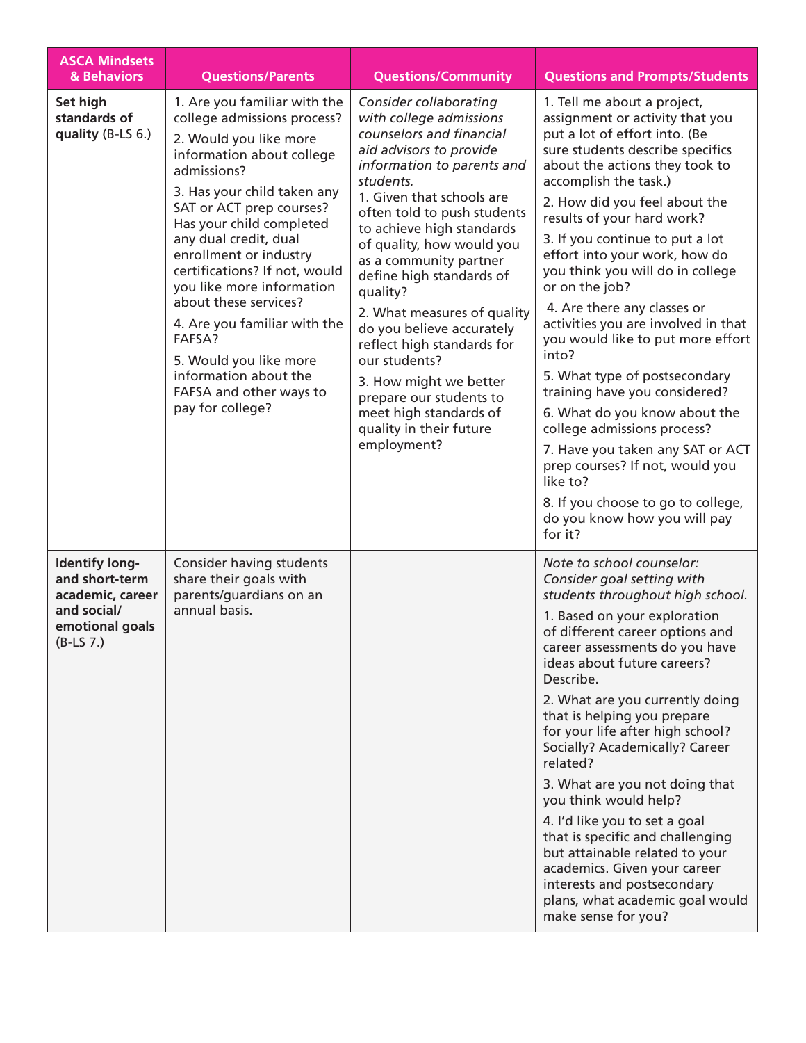| ASCA Mindsets & Behaviors | Questions/Parents | Questions/Community | Questions and Prompts/Students |
|---|---|---|---|
| **Set high standards of quality** (B-LS 6.) | 1. Are you familiar with the college admissions process?<br>2. Would you like more information about college admissions?<br>3. Has your child taken any SAT or ACT prep courses? Has your child completed any dual credit, dual enrollment or industry certifications? If not, would you like more information about these services?<br>4. Are you familiar with the FAFSA?<br>5. Would you like more information about the FAFSA and other ways to pay for college? | *Consider collaborating with college admissions counselors and financial aid advisors to provide information to parents and students.*<br>1. Given that schools are often told to push students to achieve high standards of quality, how would you as a community partner define high standards of quality?<br>2. What measures of quality do you believe accurately reflect high standards for our students?<br>3. How might we better prepare our students to meet high standards of quality in their future employment? | 1. Tell me about a project, assignment or activity that you put a lot of effort into. (Be sure students describe specifics about the actions they took to accomplish the task.)<br>2. How did you feel about the results of your hard work?<br>3. If you continue to put a lot effort into your work, how do you think you will do in college or on the job?<br>4. Are there any classes or activities you are involved in that you would like to put more effort into?<br>5. What type of postsecondary training have you considered?<br>6. What do you know about the college admissions process?<br>7. Have you taken any SAT or ACT prep courses? If not, would you like to?<br>8. If you choose to go to college, do you know how you will pay for it? |
| **Identify long- and short-term academic, career and social/ emotional goals** (B-LS 7.) | Consider having students share their goals with parents/guardians on an annual basis. | | *Note to school counselor: Consider goal setting with students throughout high school.*<br>1. Based on your exploration of different career options and career assessments do you have ideas about future careers? Describe.<br>2. What are you currently doing that is helping you prepare for your life after high school? Socially? Academically? Career related?<br>3. What are you not doing that you think would help?<br>4. I'd like you to set a goal that is specific and challenging but attainable related to your academics. Given your career interests and postsecondary plans, what academic goal would make sense for you? |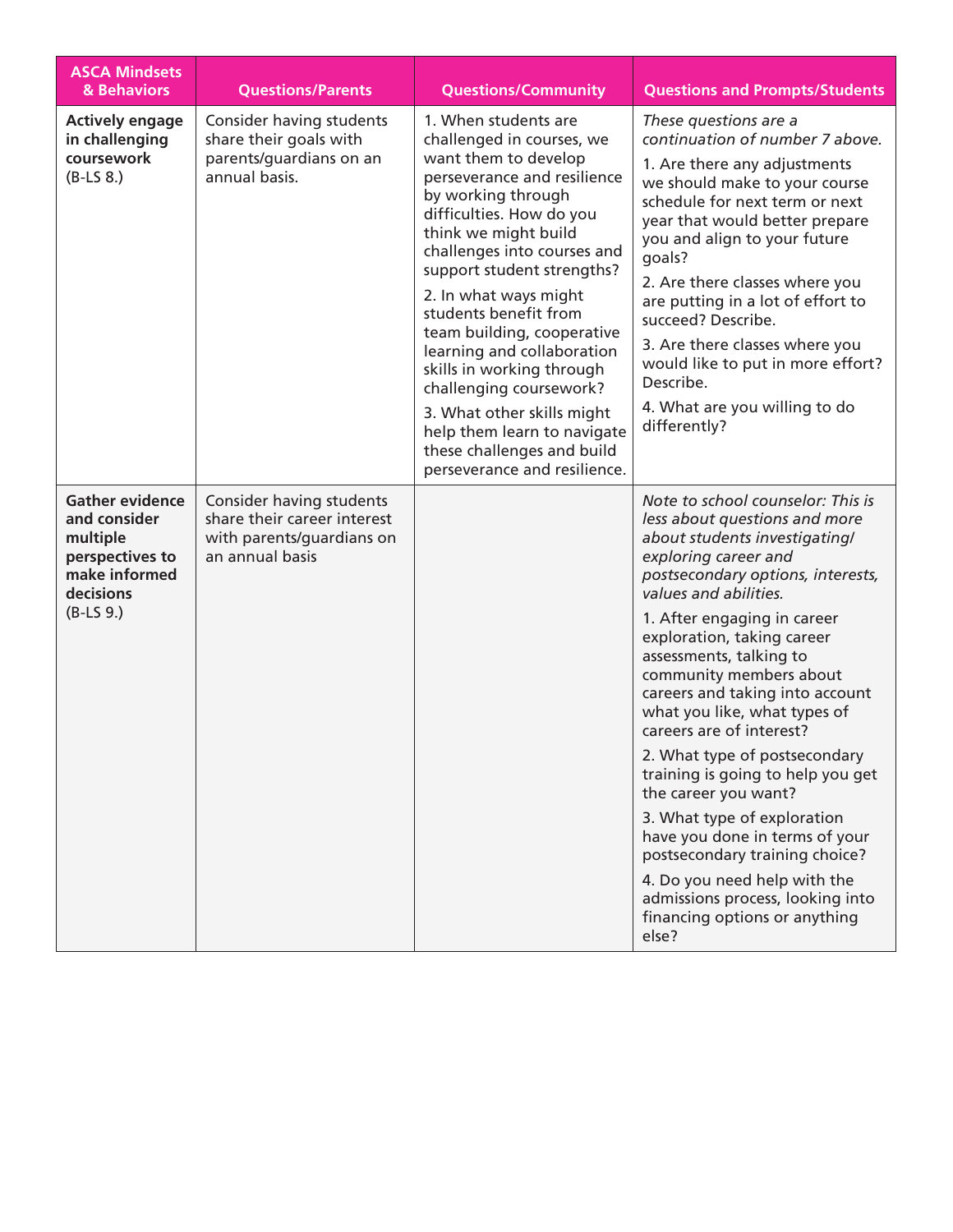| ASCA Mindsets & Behaviors | Questions/Parents | Questions/Community | Questions and Prompts/Students |
|---|---|---|---|
| **Actively engage in challenging coursework** (B-LS 8.) | Consider having students share their goals with parents/guardians on an annual basis. | 1. When students are challenged in courses, we want them to develop perseverance and resilience by working through difficulties. How do you think we might build challenges into courses and support student strengths?<br>2. In what ways might students benefit from team building, cooperative learning and collaboration skills in working through challenging coursework?<br>3. What other skills might help them learn to navigate these challenges and build perseverance and resilience. | *These questions are a continuation of number 7 above.*<br>1. Are there any adjustments we should make to your course schedule for next term or next year that would better prepare you and align to your future goals?<br>2. Are there classes where you are putting in a lot of effort to succeed? Describe.<br>3. Are there classes where you would like to put in more effort? Describe.<br>4. What are you willing to do differently? |
| **Gather evidence and consider multiple perspectives to make informed decisions** (B-LS 9.) | Consider having students share their career interest with parents/guardians on an annual basis | | *Note to school counselor: This is less about questions and more about students investigating/exploring career and postsecondary options, interests, values and abilities.*<br>1. After engaging in career exploration, taking career assessments, talking to community members about careers and taking into account what you like, what types of careers are of interest?<br>2. What type of postsecondary training is going to help you get the career you want?<br>3. What type of exploration have you done in terms of your postsecondary training choice?<br>4. Do you need help with the admissions process, looking into financing options or anything else? |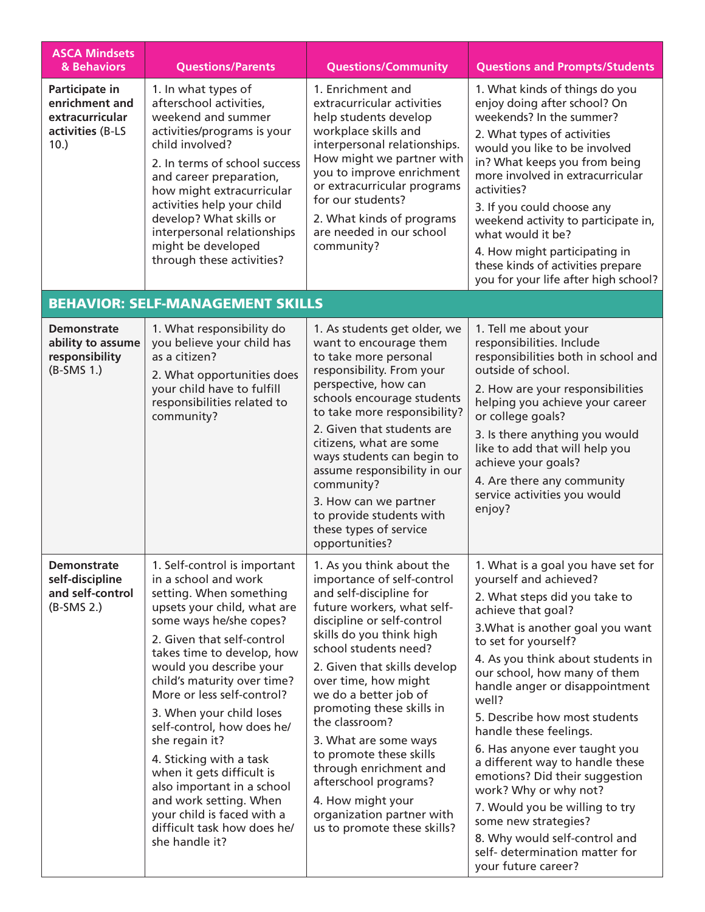| ASCA Mindsets & Behaviors | Questions/Parents | Questions/Community | Questions and Prompts/Students |
|---|---|---|---|
| **Participate in enrichment and extracurricular activities** (B-LS 10.) | 1. In what types of afterschool activities, weekend and summer activities/programs is your child involved?<br>2. In terms of school success and career preparation, how might extracurricular activities help your child develop? What skills or interpersonal relationships might be developed through these activities? | 1. Enrichment and extracurricular activities help students develop workplace skills and interpersonal relationships. How might we partner with you to improve enrichment or extracurricular programs for our students?<br>2. What kinds of programs are needed in our school community? | 1. What kinds of things do you enjoy doing after school? On weekends? In the summer?<br>2. What types of activities would you like to be involved in? What keeps you from being more involved in extracurricular activities?<br>3. If you could choose any weekend activity to participate in, what would it be?<br>4. How might participating in these kinds of activities prepare you for your life after high school? |
| **BEHAVIOR: SELF-MANAGEMENT SKILLS** | | | |
| **Demonstrate ability to assume responsibility** (B-SMS 1.) | 1. What responsibility do you believe your child has as a citizen?<br>2. What opportunities does your child have to fulfill responsibilities related to community? | 1. As students get older, we want to encourage them to take more personal responsibility. From your perspective, how can schools encourage students to take more responsibility?<br>2. Given that students are citizens, what are some ways students can begin to assume responsibility in our community?<br>3. How can we partner to provide students with these types of service opportunities? | 1. Tell me about your responsibilities. Include responsibilities both in school and outside of school.<br>2. How are your responsibilities helping you achieve your career or college goals?<br>3. Is there anything you would like to add that will help you achieve your goals?<br>4. Are there any community service activities you would enjoy? |
| **Demonstrate self-discipline and self-control** (B-SMS 2.) | 1. Self-control is important in a school and work setting. When something upsets your child, what are some ways he/she copes?<br>2. Given that self-control takes time to develop, how would you describe your child's maturity over time? More or less self-control?<br>3. When your child loses self-control, how does he/she regain it?<br>4. Sticking with a task when it gets difficult is also important in a school and work setting. When your child is faced with a difficult task how does he/she handle it? | 1. As you think about the importance of self-control and self-discipline for future workers, what self-discipline or self-control skills do you think high school students need?<br>2. Given that skills develop over time, how might we do a better job of promoting these skills in the classroom?<br>3. What are some ways to promote these skills through enrichment and afterschool programs?<br>4. How might your organization partner with us to promote these skills? | 1. What is a goal you have set for yourself and achieved?<br>2. What steps did you take to achieve that goal?<br>3.What is another goal you want to set for yourself?<br>4. As you think about students in our school, how many of them handle anger or disappointment well?<br>5. Describe how most students handle these feelings.<br>6. Has anyone ever taught you a different way to handle these emotions? Did their suggestion work? Why or why not?<br>7. Would you be willing to try some new strategies?<br>8. Why would self-control and self- determination matter for your future career? |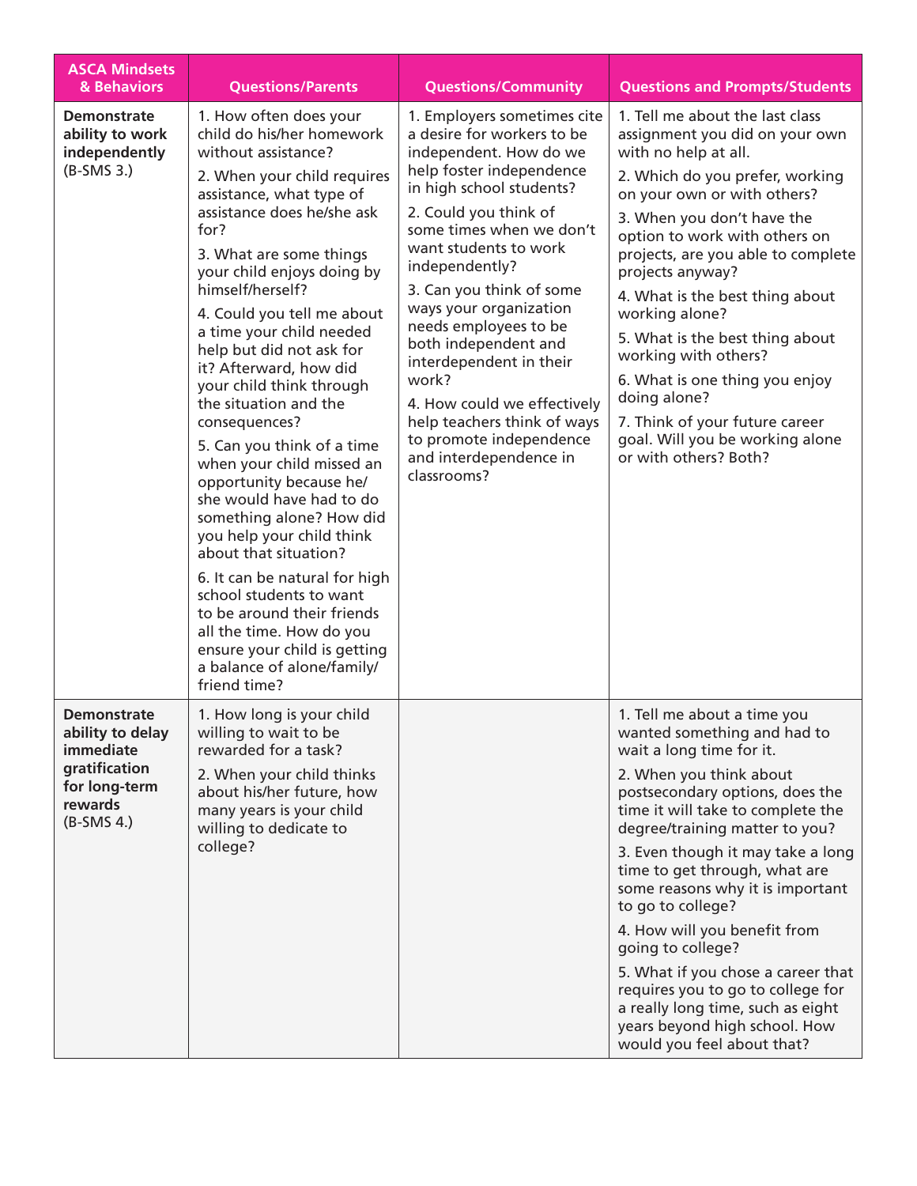| ASCA Mindsets & Behaviors | Questions/Parents | Questions/Community | Questions and Prompts/Students |
|---|---|---|---|
| **Demonstrate ability to work independently** (B-SMS 3.) | 1. How often does your child do his/her homework without assistance?<br>2. When your child requires assistance, what type of assistance does he/she ask for?<br>3. What are some things your child enjoys doing by himself/herself?<br>4. Could you tell me about a time your child needed help but did not ask for it? Afterward, how did your child think through the situation and the consequences?<br>5. Can you think of a time when your child missed an opportunity because he/she would have had to do something alone? How did you help your child think about that situation?<br>6. It can be natural for high school students to want to be around their friends all the time. How do you ensure your child is getting a balance of alone/family/friend time? | 1. Employers sometimes cite a desire for workers to be independent. How do we help foster independence in high school students?<br>2. Could you think of some times when we don't want students to work independently?<br>3. Can you think of some ways your organization needs employees to be both independent and interdependent in their work?<br>4. How could we effectively help teachers think of ways to promote independence and interdependence in classrooms? | 1. Tell me about the last class assignment you did on your own with no help at all.<br>2. Which do you prefer, working on your own or with others?<br>3. When you don't have the option to work with others on projects, are you able to complete projects anyway?<br>4. What is the best thing about working alone?<br>5. What is the best thing about working with others?<br>6. What is one thing you enjoy doing alone?<br>7. Think of your future career goal. Will you be working alone or with others? Both? |
| **Demonstrate ability to delay immediate gratification for long-term rewards** (B-SMS 4.) | 1. How long is your child willing to wait to be rewarded for a task?<br>2. When your child thinks about his/her future, how many years is your child willing to dedicate to college? | | 1. Tell me about a time you wanted something and had to wait a long time for it.<br>2. When you think about postsecondary options, does the time it will take to complete the degree/training matter to you?<br>3. Even though it may take a long time to get through, what are some reasons why it is important to go to college?<br>4. How will you benefit from going to college?<br>5. What if you chose a career that requires you to go to college for a really long time, such as eight years beyond high school. How would you feel about that? |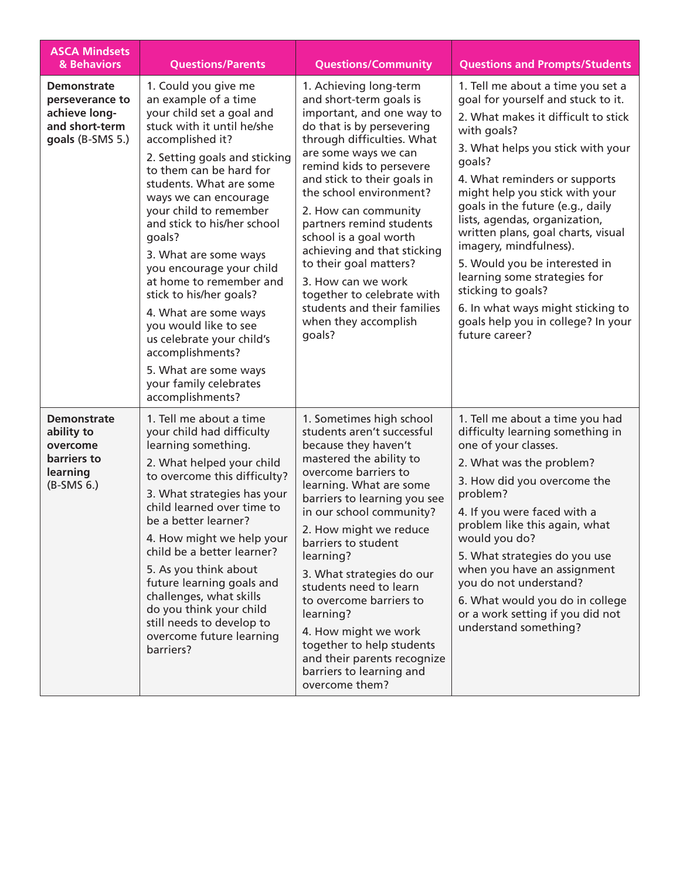| ASCA Mindsets & Behaviors | Questions/Parents | Questions/Community | Questions and Prompts/Students |
|---|---|---|---|
| **Demonstrate perseverance to achieve long- and short-term goals** (B-SMS 5.) | 1. Could you give me an example of a time your child set a goal and stuck with it until he/she accomplished it?<br>2. Setting goals and sticking to them can be hard for students. What are some ways we can encourage your child to remember and stick to his/her school goals?<br>3. What are some ways you encourage your child at home to remember and stick to his/her goals?<br>4. What are some ways you would like to see us celebrate your child's accomplishments?<br>5. What are some ways your family celebrates accomplishments? | 1. Achieving long-term and short-term goals is important, and one way to do that is by persevering through difficulties. What are some ways we can remind kids to persevere and stick to their goals in the school environment?<br>2. How can community partners remind students school is a goal worth achieving and that sticking to their goal matters?<br>3. How can we work together to celebrate with students and their families when they accomplish goals? | 1. Tell me about a time you set a goal for yourself and stuck to it.<br>2. What makes it difficult to stick with goals?<br>3. What helps you stick with your goals?<br>4. What reminders or supports might help you stick with your goals in the future (e.g., daily lists, agendas, organization, written plans, goal charts, visual imagery, mindfulness).<br>5. Would you be interested in learning some strategies for sticking to goals?<br>6. In what ways might sticking to goals help you in college? In your future career? |
| **Demonstrate ability to overcome barriers to learning** (B-SMS 6.) | 1. Tell me about a time your child had difficulty learning something.<br>2. What helped your child to overcome this difficulty?<br>3. What strategies has your child learned over time to be a better learner?<br>4. How might we help your child be a better learner?<br>5. As you think about future learning goals and challenges, what skills do you think your child still needs to develop to overcome future learning barriers? | 1. Sometimes high school students aren't successful because they haven't mastered the ability to overcome barriers to learning. What are some barriers to learning you see in our school community?<br>2. How might we reduce barriers to student learning?<br>3. What strategies do our students need to learn to overcome barriers to learning?<br>4. How might we work together to help students and their parents recognize barriers to learning and overcome them? | 1. Tell me about a time you had difficulty learning something in one of your classes.<br>2. What was the problem?<br>3. How did you overcome the problem?<br>4. If you were faced with a problem like this again, what would you do?<br>5. What strategies do you use when you have an assignment you do not understand?<br>6. What would you do in college or a work setting if you did not understand something? |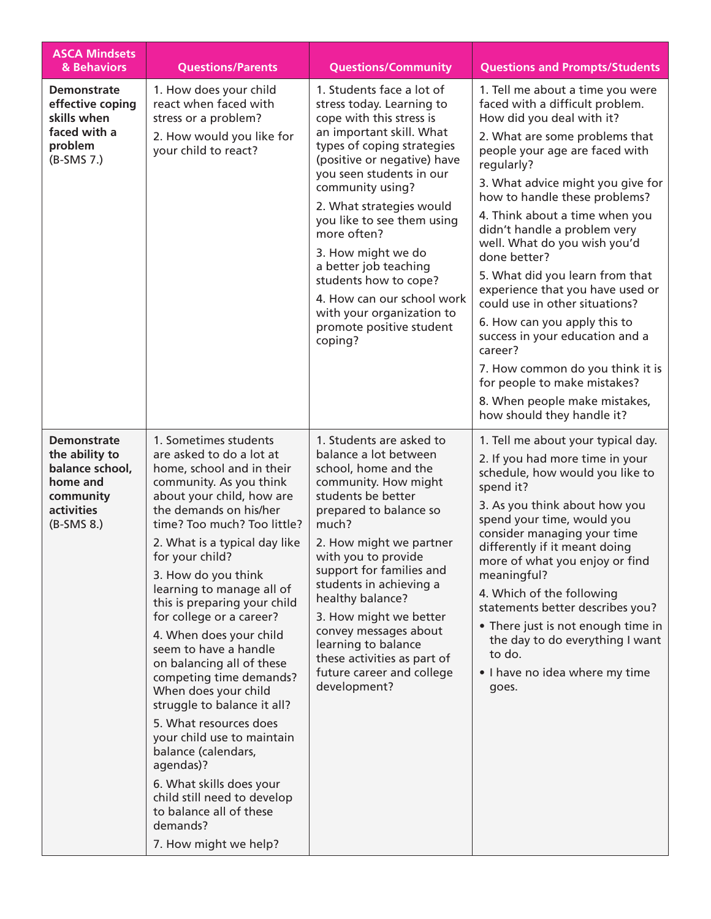| ASCA Mindsets & Behaviors | Questions/Parents | Questions/Community | Questions and Prompts/Students |
|---|---|---|---|
| **Demonstrate effective coping skills when faced with a problem (B-SMS 7.)** | 1. How does your child react when faced with stress or a problem?<br>2. How would you like for your child to react? | 1. Students face a lot of stress today. Learning to cope with this stress is an important skill. What types of coping strategies (positive or negative) have you seen students in our community using?<br>2. What strategies would you like to see them using more often?<br>3. How might we do a better job teaching students how to cope?<br>4. How can our school work with your organization to promote positive student coping? | 1. Tell me about a time you were faced with a difficult problem. How did you deal with it?<br>2. What are some problems that people your age are faced with regularly?<br>3. What advice might you give for how to handle these problems?<br>4. Think about a time when you didn't handle a problem very well. What do you wish you'd done better?<br>5. What did you learn from that experience that you have used or could use in other situations?<br>6. How can you apply this to success in your education and a career?<br>7. How common do you think it is for people to make mistakes?<br>8. When people make mistakes, how should they handle it? |
| **Demonstrate the ability to balance school, home and community activities (B-SMS 8.)** | 1. Sometimes students are asked to do a lot at home, school and in their community. As you think about your child, how are the demands on his/her time? Too much? Too little?<br>2. What is a typical day like for your child?<br>3. How do you think learning to manage all of this is preparing your child for college or a career?<br>4. When does your child seem to have a handle on balancing all of these competing time demands? When does your child struggle to balance it all?<br>5. What resources does your child use to maintain balance (calendars, agendas)?<br>6. What skills does your child still need to develop to balance all of these demands?<br>7. How might we help? | 1. Students are asked to balance a lot between school, home and the community. How might students be better prepared to balance so much?<br>2. How might we partner with you to provide support for families and students in achieving a healthy balance?<br>3. How might we better convey messages about learning to balance these activities as part of future career and college development? | 1. Tell me about your typical day.<br>2. If you had more time in your schedule, how would you like to spend it?<br>3. As you think about how you spend your time, would you consider managing your time differently if it meant doing more of what you enjoy or find meaningful?<br>4. Which of the following statements better describes you?<br>• There just is not enough time in the day to do everything I want to do.<br>• I have no idea where my time goes. |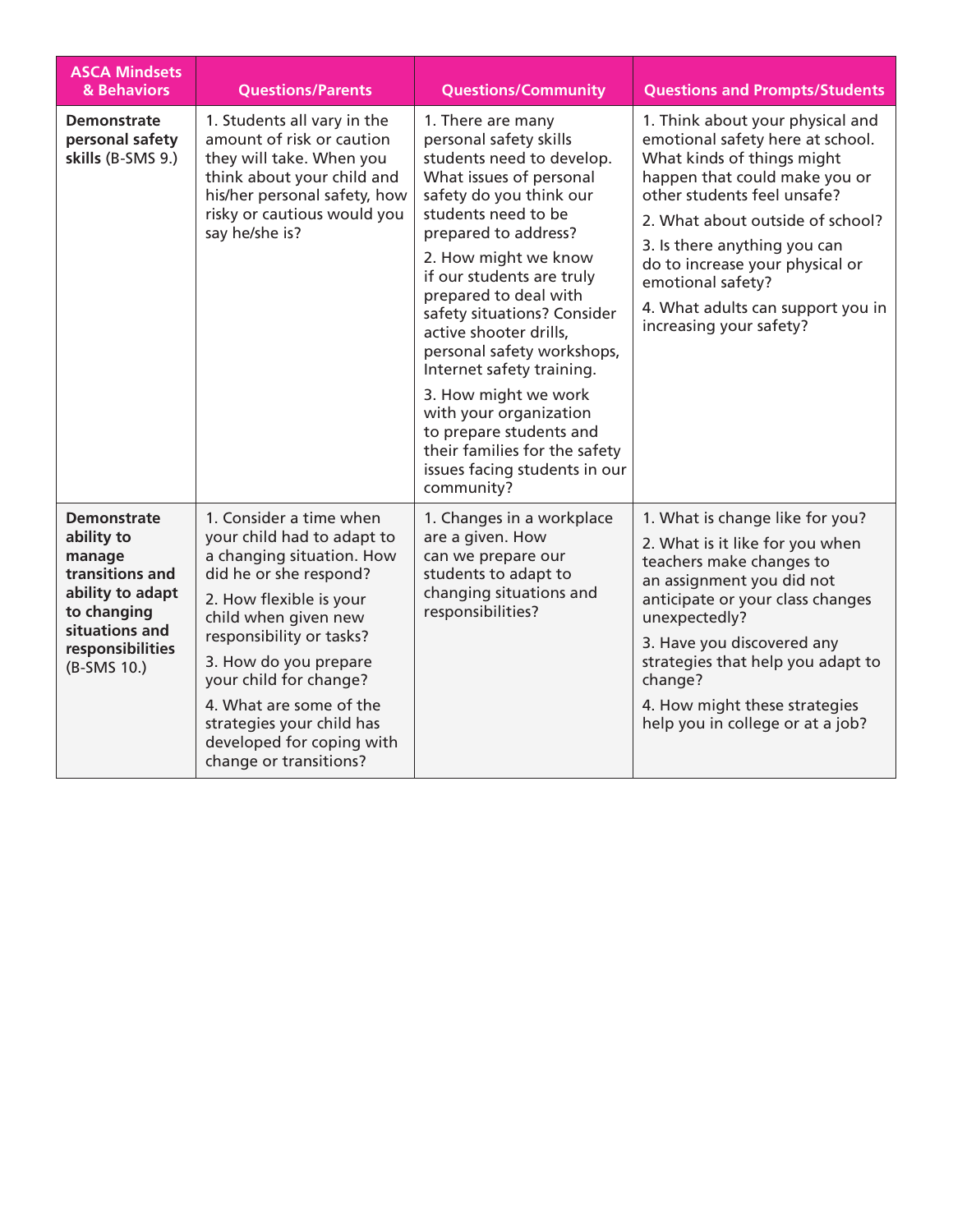| ASCA Mindsets & Behaviors | Questions/Parents | Questions/Community | Questions and Prompts/Students |
|---|---|---|---|
| **Demonstrate personal safety skills** (B-SMS 9.) | 1. Students all vary in the amount of risk or caution they will take. When you think about your child and his/her personal safety, how risky or cautious would you say he/she is? | 1. There are many personal safety skills students need to develop. What issues of personal safety do you think our students need to be prepared to address?<br>2. How might we know if our students are truly prepared to deal with safety situations? Consider active shooter drills, personal safety workshops, Internet safety training.<br>3. How might we work with your organization to prepare students and their families for the safety issues facing students in our community? | 1. Think about your physical and emotional safety here at school. What kinds of things might happen that could make you or other students feel unsafe?<br>2. What about outside of school?<br>3. Is there anything you can do to increase your physical or emotional safety?<br>4. What adults can support you in increasing your safety? |
| **Demonstrate ability to manage transitions and ability to adapt to changing situations and responsibilities** (B-SMS 10.) | 1. Consider a time when your child had to adapt to a changing situation. How did he or she respond?<br>2. How flexible is your child when given new responsibility or tasks?<br>3. How do you prepare your child for change?<br>4. What are some of the strategies your child has developed for coping with change or transitions? | 1. Changes in a workplace are a given. How can we prepare our students to adapt to changing situations and responsibilities? | 1. What is change like for you?<br>2. What is it like for you when teachers make changes to an assignment you did not anticipate or your class changes unexpectedly?<br>3. Have you discovered any strategies that help you adapt to change?<br>4. How might these strategies help you in college or at a job? |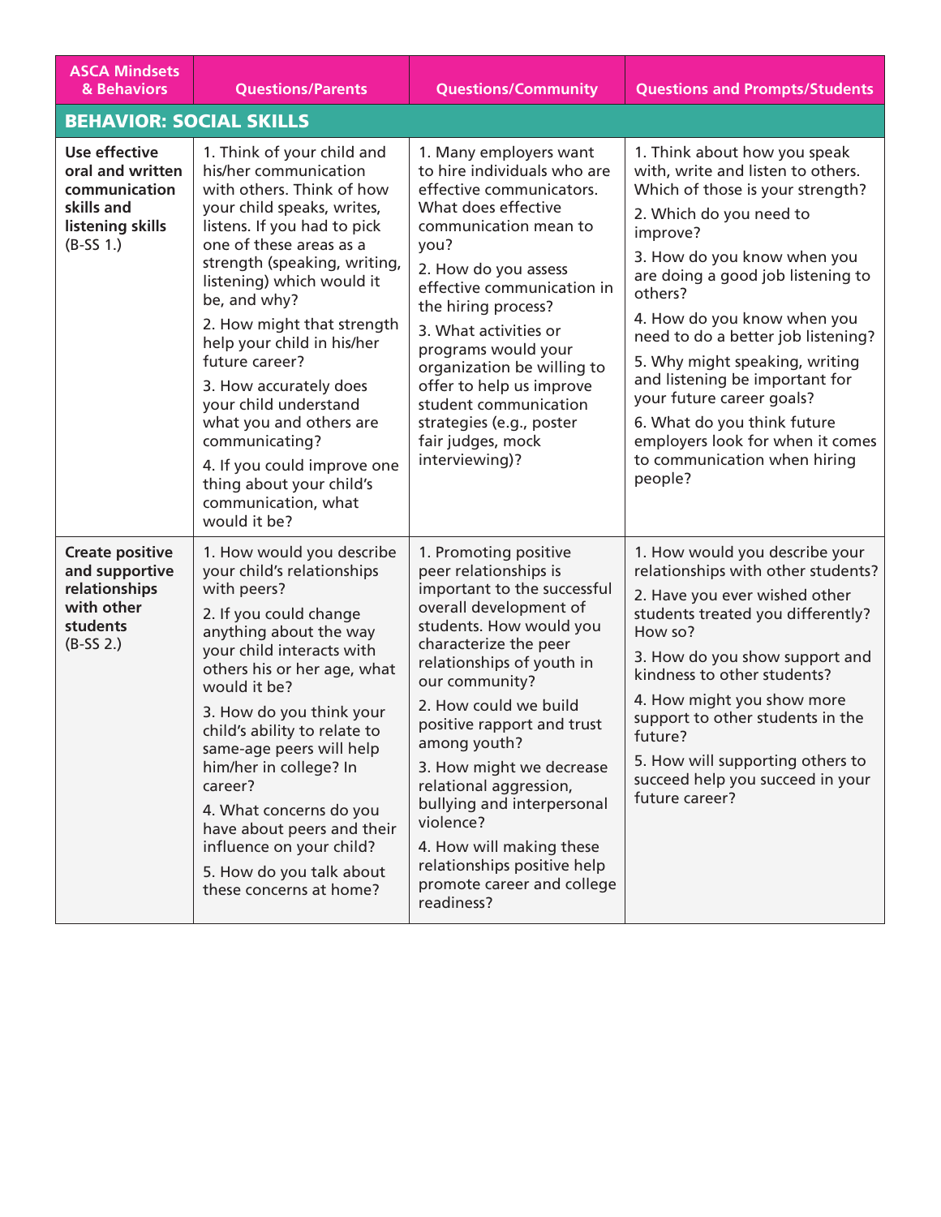| ASCA Mindsets & Behaviors | Questions/Parents | Questions/Community | Questions and Prompts/Students |
|---|---|---|---|
| **BEHAVIOR: SOCIAL SKILLS** | | | |
| **Use effective oral and written communication skills and listening skills** (B-SS 1.) | 1. Think of your child and his/her communication with others. Think of how your child speaks, writes, listens. If you had to pick one of these areas as a strength (speaking, writing, listening) which would it be, and why?<br>2. How might that strength help your child in his/her future career?<br>3. How accurately does your child understand what you and others are communicating?<br>4. If you could improve one thing about your child's communication, what would it be? | 1. Many employers want to hire individuals who are effective communicators. What does effective communication mean to you?<br>2. How do you assess effective communication in the hiring process?<br>3. What activities or programs would your organization be willing to offer to help us improve student communication strategies (e.g., poster fair judges, mock interviewing)? | 1. Think about how you speak with, write and listen to others. Which of those is your strength?<br>2. Which do you need to improve?<br>3. How do you know when you are doing a good job listening to others?<br>4. How do you know when you need to do a better job listening?<br>5. Why might speaking, writing and listening be important for your future career goals?<br>6. What do you think future employers look for when it comes to communication when hiring people? |
| **Create positive and supportive relationships with other students** (B-SS 2.) | 1. How would you describe your child's relationships with peers?<br>2. If you could change anything about the way your child interacts with others his or her age, what would it be?<br>3. How do you think your child's ability to relate to same-age peers will help him/her in college? In career?<br>4. What concerns do you have about peers and their influence on your child?<br>5. How do you talk about these concerns at home? | 1. Promoting positive peer relationships is important to the successful overall development of students. How would you characterize the peer relationships of youth in our community?<br>2. How could we build positive rapport and trust among youth?<br>3. How might we decrease relational aggression, bullying and interpersonal violence?<br>4. How will making these relationships positive help promote career and college readiness? | 1. How would you describe your relationships with other students?<br>2. Have you ever wished other students treated you differently? How so?<br>3. How do you show support and kindness to other students?<br>4. How might you show more support to other students in the future?<br>5. How will supporting others to succeed help you succeed in your future career? |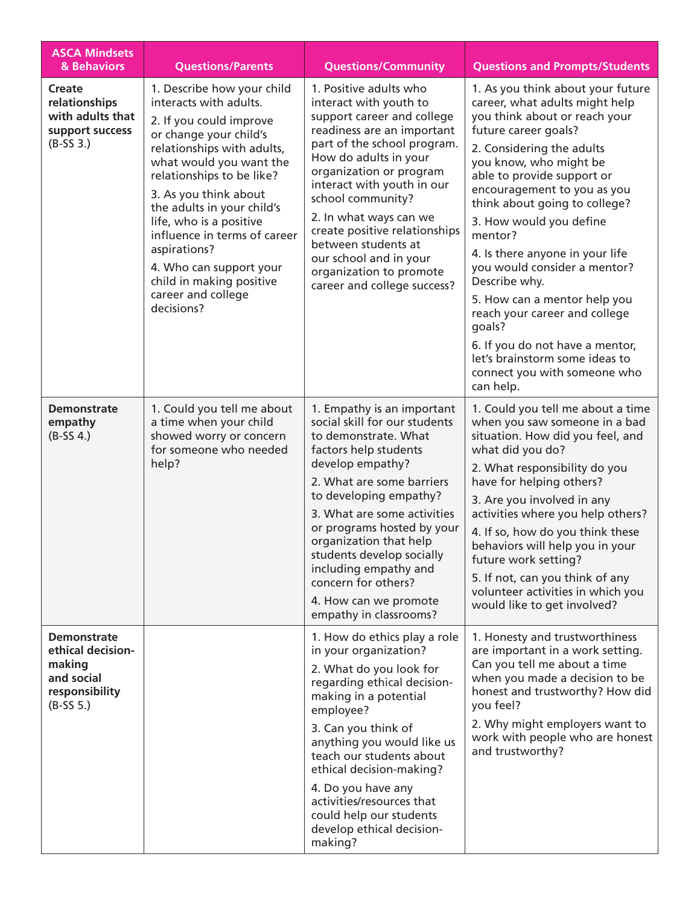| ASCA Mindsets & Behaviors | Questions/Parents | Questions/Community | Questions and Prompts/Students |
|---|---|---|---|
| **Create relationships with adults that support success** (B-SS 3.) | 1. Describe how your child interacts with adults.<br>2. If you could improve or change your child's relationships with adults, what would you want the relationships to be like?<br>3. As you think about the adults in your child's life, who is a positive influence in terms of career aspirations?<br>4. Who can support your child in making positive career and college decisions? | 1. Positive adults who interact with youth to support career and college readiness are an important part of the school program. How do adults in your organization or program interact with youth in our school community?<br>2. In what ways can we create positive relationships between students at our school and in your organization to promote career and college success? | 1. As you think about your future career, what adults might help you think about or reach your future career goals?<br>2. Considering the adults you know, who might be able to provide support or encouragement to you as you think about going to college?<br>3. How would you define mentor?<br>4. Is there anyone in your life you would consider a mentor? Describe why.<br>5. How can a mentor help you reach your career and college goals?<br>6. If you do not have a mentor, let's brainstorm some ideas to connect you with someone who can help. |
| **Demonstrate empathy** (B-SS 4.) | 1. Could you tell me about a time when your child showed worry or concern for someone who needed help? | 1. Empathy is an important social skill for our students to demonstrate. What factors help students develop empathy?<br>2. What are some barriers to developing empathy?<br>3. What are some activities or programs hosted by your organization that help students develop socially including empathy and concern for others?<br>4. How can we promote empathy in classrooms? | 1. Could you tell me about a time when you saw someone in a bad situation. How did you feel, and what did you do?<br>2. What responsibility do you have for helping others?<br>3. Are you involved in any activities where you help others?<br>4. If so, how do you think these behaviors will help you in your future work setting?<br>5. If not, can you think of any volunteer activities in which you would like to get involved? |
| **Demonstrate ethical decision-making and social responsibility** (B-SS 5.) | | 1. How do ethics play a role in your organization?<br>2. What do you look for regarding ethical decision-making in a potential employee?<br>3. Can you think of anything you would like us teach our students about ethical decision-making?<br>4. Do you have any activities/resources that could help our students develop ethical decision-making? | 1. Honesty and trustworthiness are important in a work setting. Can you tell me about a time when you made a decision to be honest and trustworthy? How did you feel?<br>2. Why might employers want to work with people who are honest and trustworthy? |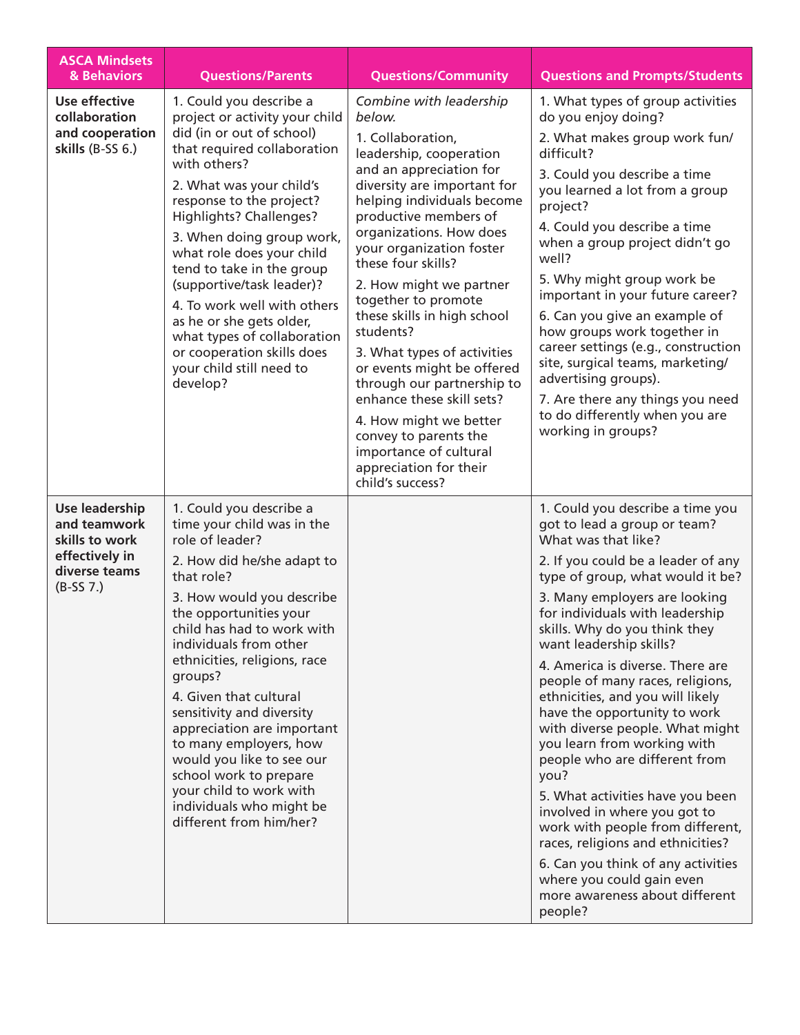| ASCA Mindsets & Behaviors | Questions/Parents | Questions/Community | Questions and Prompts/Students |
|---|---|---|---|
| **Use effective collaboration and cooperation skills** (B-SS 6.) | 1. Could you describe a project or activity your child did (in or out of school) that required collaboration with others?<br>2. What was your child's response to the project? Highlights? Challenges?<br>3. When doing group work, what role does your child tend to take in the group (supportive/task leader)?<br>4. To work well with others as he or she gets older, what types of collaboration or cooperation skills does your child still need to develop? | *Combine with leadership below.*<br>1. Collaboration, leadership, cooperation and an appreciation for diversity are important for helping individuals become productive members of organizations. How does your organization foster these four skills?<br>2. How might we partner together to promote these skills in high school students?<br>3. What types of activities or events might be offered through our partnership to enhance these skill sets?<br>4. How might we better convey to parents the importance of cultural appreciation for their child's success? | 1. What types of group activities do you enjoy doing?<br>2. What makes group work fun/ difficult?<br>3. Could you describe a time you learned a lot from a group project?<br>4. Could you describe a time when a group project didn't go well?<br>5. Why might group work be important in your future career?<br>6. Can you give an example of how groups work together in career settings (e.g., construction site, surgical teams, marketing/ advertising groups).<br>7. Are there any things you need to do differently when you are working in groups? |
| **Use leadership and teamwork skills to work effectively in diverse teams** (B-SS 7.) | 1. Could you describe a time your child was in the role of leader?<br>2. How did he/she adapt to that role?<br>3. How would you describe the opportunities your child has had to work with individuals from other ethnicities, religions, race groups?<br>4. Given that cultural sensitivity and diversity appreciation are important to many employers, how would you like to see our school work to prepare your child to work with individuals who might be different from him/her? | | 1. Could you describe a time you got to lead a group or team? What was that like?<br>2. If you could be a leader of any type of group, what would it be?<br>3. Many employers are looking for individuals with leadership skills. Why do you think they want leadership skills?<br>4. America is diverse. There are people of many races, religions, ethnicities, and you will likely have the opportunity to work with diverse people. What might you learn from working with people who are different from you?<br>5. What activities have you been involved in where you got to work with people from different, races, religions and ethnicities?<br>6. Can you think of any activities where you could gain even more awareness about different people? |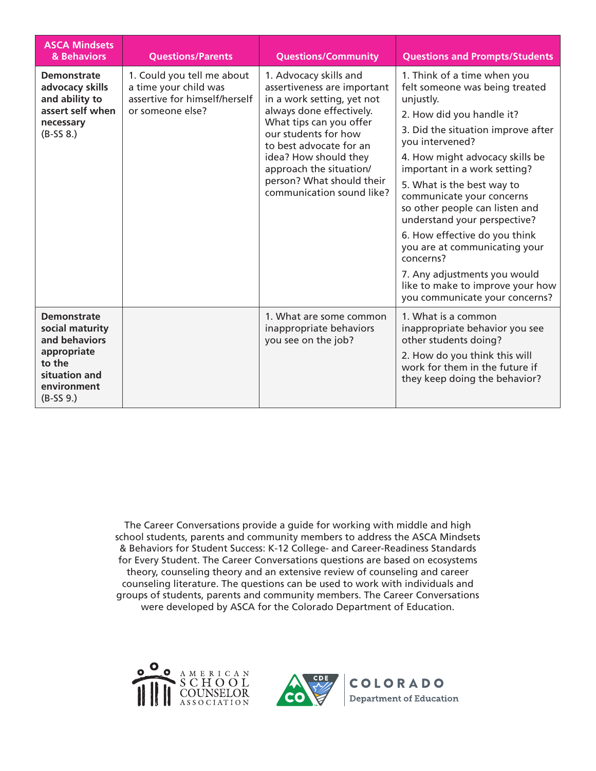| ASCA Mindsets & Behaviors | Questions/Parents | Questions/Community | Questions and Prompts/Students |
|---|---|---|---|
| **Demonstrate advocacy skills and ability to assert self when necessary** (B-SS 8.) | 1. Could you tell me about a time your child was assertive for himself/herself or someone else? | 1. Advocacy skills and assertiveness are important in a work setting, yet not always done effectively. What tips can you offer our students for how to best advocate for an idea? How should they approach the situation/ person? What should their communication sound like? | 1. Think of a time when you felt someone was being treated unjustly.<br>2. How did you handle it?<br>3. Did the situation improve after you intervened?<br>4. How might advocacy skills be important in a work setting?<br>5. What is the best way to communicate your concerns so other people can listen and understand your perspective?<br>6. How effective do you think you are at communicating your concerns?<br>7. Any adjustments you would like to make to improve your how you communicate your concerns? |
| **Demonstrate social maturity and behaviors appropriate to the situation and environment** (B-SS 9.) | | 1. What are some common inappropriate behaviors you see on the job? | 1. What is a common inappropriate behavior you see other students doing?<br>2. How do you think this will work for them in the future if they keep doing the behavior? |

The Career Conversations provide a guide for working with middle and high school students, parents and community members to address the ASCA Mindsets & Behaviors for Student Success: K-12 College- and Career-Readiness Standards for Every Student. The Career Conversations questions are based on ecosystems theory, counseling theory and an extensive review of counseling and career counseling literature. The questions can be used to work with individuals and groups of students, parents and community members. The Career Conversations were developed by ASCA for the Colorado Department of Education.

AMERICAN SCHOOL COUNSELOR ASSOCIATION

CDE COLORADO Department of Education